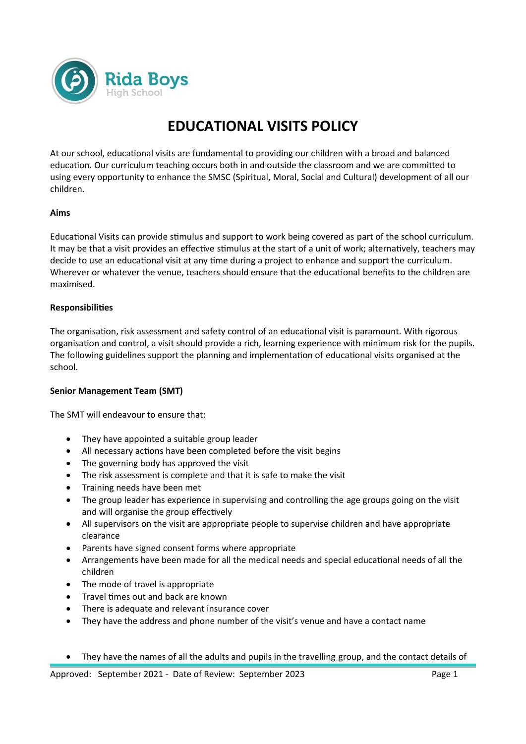Rida Boys
High School

# EDUCATIONAL VISITS POLICY

At our school, educational visits are fundamental to providing our children with a broad and balanced education. Our curriculum teaching occurs both in and outside the classroom and we are committed to using every opportunity to enhance the SMSC (Spiritual, Moral, Social and Cultural) development of all our children.

**Aims**

Educational Visits can provide stimulus and support to work being covered as part of the school curriculum. It may be that a visit provides an effective stimulus at the start of a unit of work; alternatively, teachers may decide to use an educational visit at any time during a project to enhance and support the curriculum. Wherever or whatever the venue, teachers should ensure that the educational benefits to the children are maximised.

**Responsibilities**

The organisation, risk assessment and safety control of an educational visit is paramount. With rigorous organisation and control, a visit should provide a rich, learning experience with minimum risk for the pupils. The following guidelines support the planning and implementation of educational visits organised at the school.

**Senior Management Team (SMT)**

The SMT will endeavour to ensure that:

- They have appointed a suitable group leader
- All necessary actions have been completed before the visit begins
- The governing body has approved the visit
- The risk assessment is complete and that it is safe to make the visit
- Training needs have been met
- The group leader has experience in supervising and controlling the age groups going on the visit and will organise the group effectively
- All supervisors on the visit are appropriate people to supervise children and have appropriate clearance
- Parents have signed consent forms where appropriate
- Arrangements have been made for all the medical needs and special educational needs of all the children
- The mode of travel is appropriate
- Travel times out and back are known
- There is adequate and relevant insurance cover
- They have the address and phone number of the visit's venue and have a contact name
- They have the names of all the adults and pupils in the travelling group, and the contact details of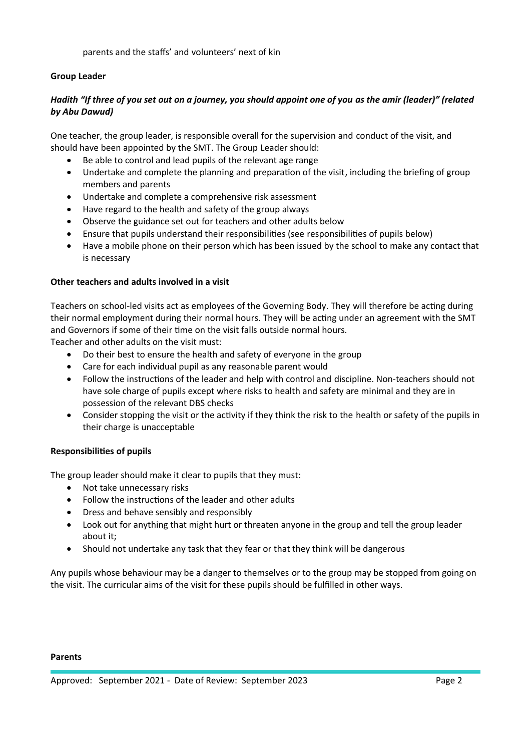parents and the staffs' and volunteers' next of kin

**Group Leader**

***Hadith "If three of you set out on a journey, you should appoint one of you as the amir (leader)" (related by Abu Dawud)***

One teacher, the group leader, is responsible overall for the supervision and conduct of the visit, and should have been appointed by the SMT. The Group Leader should:

- Be able to control and lead pupils of the relevant age range
- Undertake and complete the planning and preparation of the visit, including the briefing of group members and parents
- Undertake and complete a comprehensive risk assessment
- Have regard to the health and safety of the group always
- Observe the guidance set out for teachers and other adults below
- Ensure that pupils understand their responsibilities (see responsibilities of pupils below)
- Have a mobile phone on their person which has been issued by the school to make any contact that is necessary

**Other teachers and adults involved in a visit**

Teachers on school-led visits act as employees of the Governing Body. They will therefore be acting during their normal employment during their normal hours. They will be acting under an agreement with the SMT and Governors if some of their time on the visit falls outside normal hours.
Teacher and other adults on the visit must:

- Do their best to ensure the health and safety of everyone in the group
- Care for each individual pupil as any reasonable parent would
- Follow the instructions of the leader and help with control and discipline. Non-teachers should not have sole charge of pupils except where risks to health and safety are minimal and they are in possession of the relevant DBS checks
- Consider stopping the visit or the activity if they think the risk to the health or safety of the pupils in their charge is unacceptable

**Responsibilities of pupils**

The group leader should make it clear to pupils that they must:

- Not take unnecessary risks
- Follow the instructions of the leader and other adults
- Dress and behave sensibly and responsibly
- Look out for anything that might hurt or threaten anyone in the group and tell the group leader about it;
- Should not undertake any task that they fear or that they think will be dangerous

Any pupils whose behaviour may be a danger to themselves or to the group may be stopped from going on the visit. The curricular aims of the visit for these pupils should be fulfilled in other ways.

**Parents**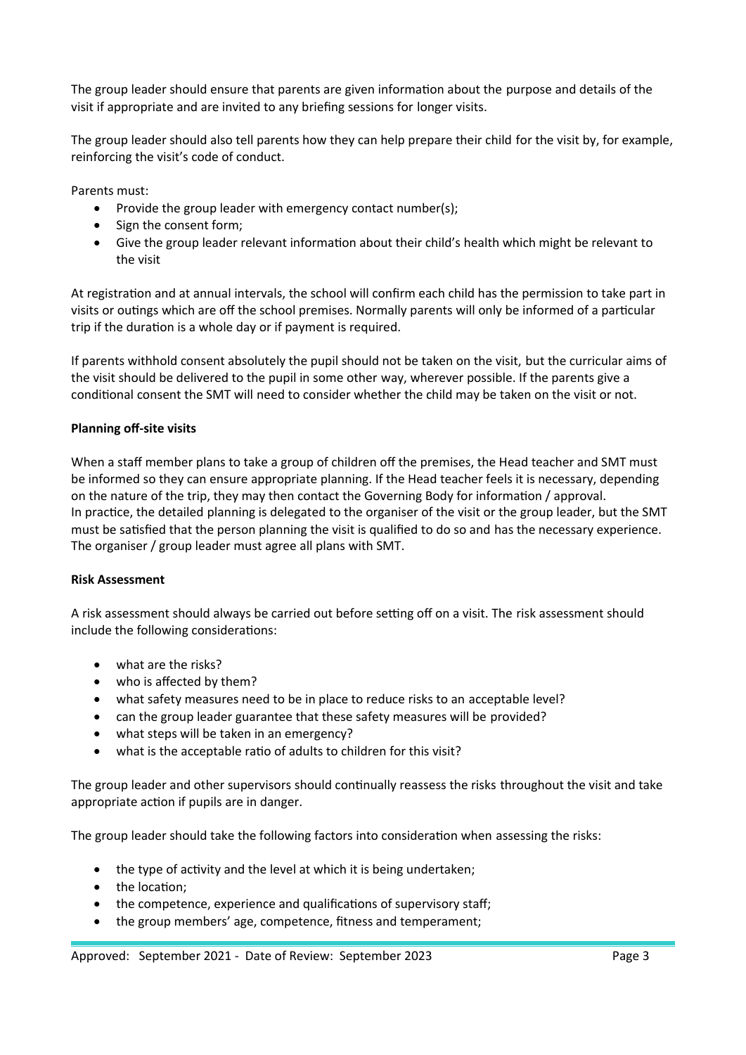The group leader should ensure that parents are given information about the purpose and details of the visit if appropriate and are invited to any briefing sessions for longer visits.

The group leader should also tell parents how they can help prepare their child for the visit by, for example, reinforcing the visit's code of conduct.

Parents must:

- Provide the group leader with emergency contact number(s);
- Sign the consent form;
- Give the group leader relevant information about their child's health which might be relevant to the visit

At registration and at annual intervals, the school will confirm each child has the permission to take part in visits or outings which are off the school premises. Normally parents will only be informed of a particular trip if the duration is a whole day or if payment is required.

If parents withhold consent absolutely the pupil should not be taken on the visit, but the curricular aims of the visit should be delivered to the pupil in some other way, wherever possible. If the parents give a conditional consent the SMT will need to consider whether the child may be taken on the visit or not.

**Planning off-site visits**

When a staff member plans to take a group of children off the premises, the Head teacher and SMT must be informed so they can ensure appropriate planning. If the Head teacher feels it is necessary, depending on the nature of the trip, they may then contact the Governing Body for information / approval.
In practice, the detailed planning is delegated to the organiser of the visit or the group leader, but the SMT must be satisfied that the person planning the visit is qualified to do so and has the necessary experience. The organiser / group leader must agree all plans with SMT.

**Risk Assessment**

A risk assessment should always be carried out before setting off on a visit. The risk assessment should include the following considerations:

- what are the risks?
- who is affected by them?
- what safety measures need to be in place to reduce risks to an acceptable level?
- can the group leader guarantee that these safety measures will be provided?
- what steps will be taken in an emergency?
- what is the acceptable ratio of adults to children for this visit?

The group leader and other supervisors should continually reassess the risks throughout the visit and take appropriate action if pupils are in danger.

The group leader should take the following factors into consideration when assessing the risks:

- the type of activity and the level at which it is being undertaken;
- the location;
- the competence, experience and qualifications of supervisory staff;
- the group members' age, competence, fitness and temperament;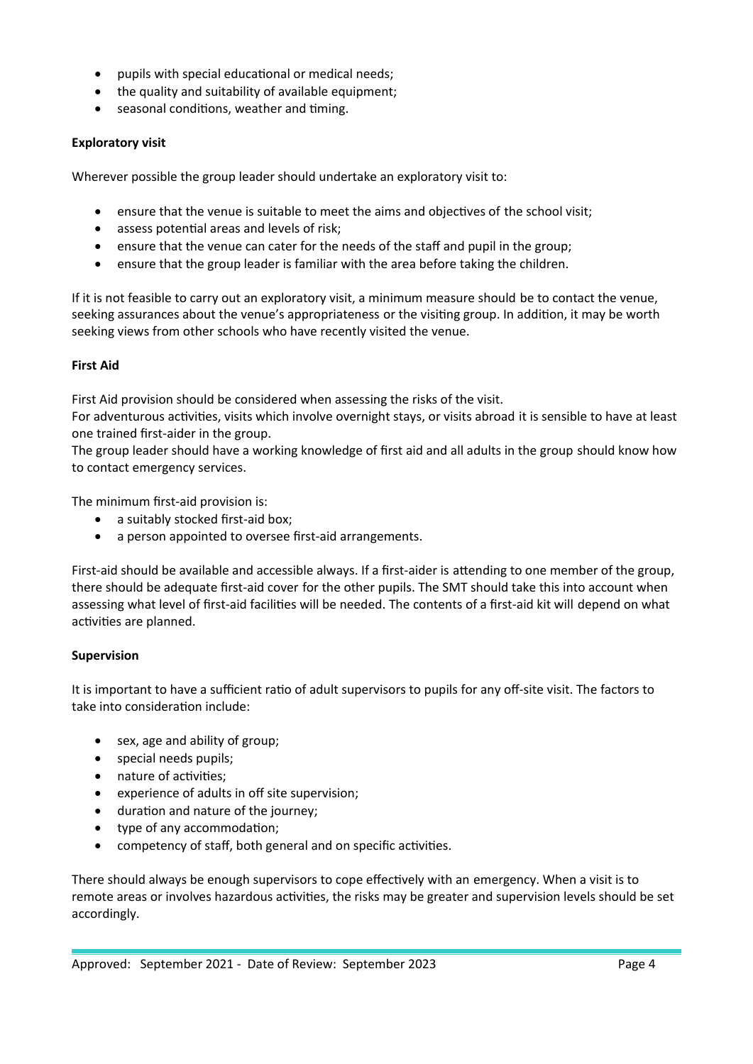- pupils with special educational or medical needs;
- the quality and suitability of available equipment;
- seasonal conditions, weather and timing.

**Exploratory visit**

Wherever possible the group leader should undertake an exploratory visit to:

- ensure that the venue is suitable to meet the aims and objectives of the school visit;
- assess potential areas and levels of risk;
- ensure that the venue can cater for the needs of the staff and pupil in the group;
- ensure that the group leader is familiar with the area before taking the children.

If it is not feasible to carry out an exploratory visit, a minimum measure should be to contact the venue, seeking assurances about the venue's appropriateness or the visiting group. In addition, it may be worth seeking views from other schools who have recently visited the venue.

**First Aid**

First Aid provision should be considered when assessing the risks of the visit.
For adventurous activities, visits which involve overnight stays, or visits abroad it is sensible to have at least one trained first-aider in the group.
The group leader should have a working knowledge of first aid and all adults in the group should know how to contact emergency services.

The minimum first-aid provision is:

- a suitably stocked first-aid box;
- a person appointed to oversee first-aid arrangements.

First-aid should be available and accessible always. If a first-aider is attending to one member of the group, there should be adequate first-aid cover for the other pupils. The SMT should take this into account when assessing what level of first-aid facilities will be needed. The contents of a first-aid kit will depend on what activities are planned.

**Supervision**

It is important to have a sufficient ratio of adult supervisors to pupils for any off-site visit. The factors to take into consideration include:

- sex, age and ability of group;
- special needs pupils;
- nature of activities;
- experience of adults in off site supervision;
- duration and nature of the journey;
- type of any accommodation;
- competency of staff, both general and on specific activities.

There should always be enough supervisors to cope effectively with an emergency. When a visit is to remote areas or involves hazardous activities, the risks may be greater and supervision levels should be set accordingly.

Approved: September 2021 - Date of Review: September 2023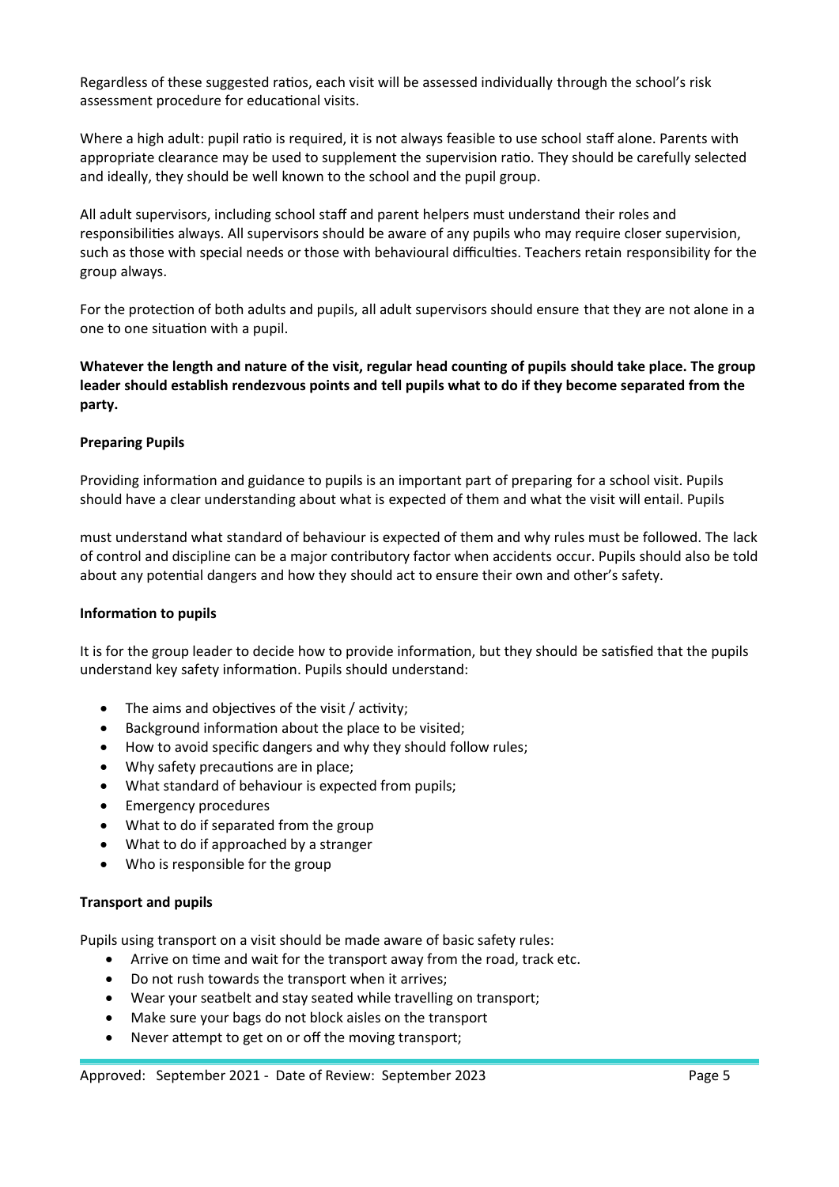Regardless of these suggested ratios, each visit will be assessed individually through the school's risk assessment procedure for educational visits.

Where a high adult: pupil ratio is required, it is not always feasible to use school staff alone. Parents with appropriate clearance may be used to supplement the supervision ratio. They should be carefully selected and ideally, they should be well known to the school and the pupil group.

All adult supervisors, including school staff and parent helpers must understand their roles and responsibilities always. All supervisors should be aware of any pupils who may require closer supervision, such as those with special needs or those with behavioural difficulties. Teachers retain responsibility for the group always.

For the protection of both adults and pupils, all adult supervisors should ensure that they are not alone in a one to one situation with a pupil.

**Whatever the length and nature of the visit, regular head counting of pupils should take place. The group leader should establish rendezvous points and tell pupils what to do if they become separated from the party.**

**Preparing Pupils**

Providing information and guidance to pupils is an important part of preparing for a school visit. Pupils should have a clear understanding about what is expected of them and what the visit will entail. Pupils must understand what standard of behaviour is expected of them and why rules must be followed. The lack of control and discipline can be a major contributory factor when accidents occur. Pupils should also be told about any potential dangers and how they should act to ensure their own and other's safety.

**Information to pupils**

It is for the group leader to decide how to provide information, but they should be satisfied that the pupils understand key safety information. Pupils should understand:

- The aims and objectives of the visit / activity;
- Background information about the place to be visited;
- How to avoid specific dangers and why they should follow rules;
- Why safety precautions are in place;
- What standard of behaviour is expected from pupils;
- Emergency procedures
- What to do if separated from the group
- What to do if approached by a stranger
- Who is responsible for the group

**Transport and pupils**

Pupils using transport on a visit should be made aware of basic safety rules:

- Arrive on time and wait for the transport away from the road, track etc.
- Do not rush towards the transport when it arrives;
- Wear your seatbelt and stay seated while travelling on transport;
- Make sure your bags do not block aisles on the transport
- Never attempt to get on or off the moving transport;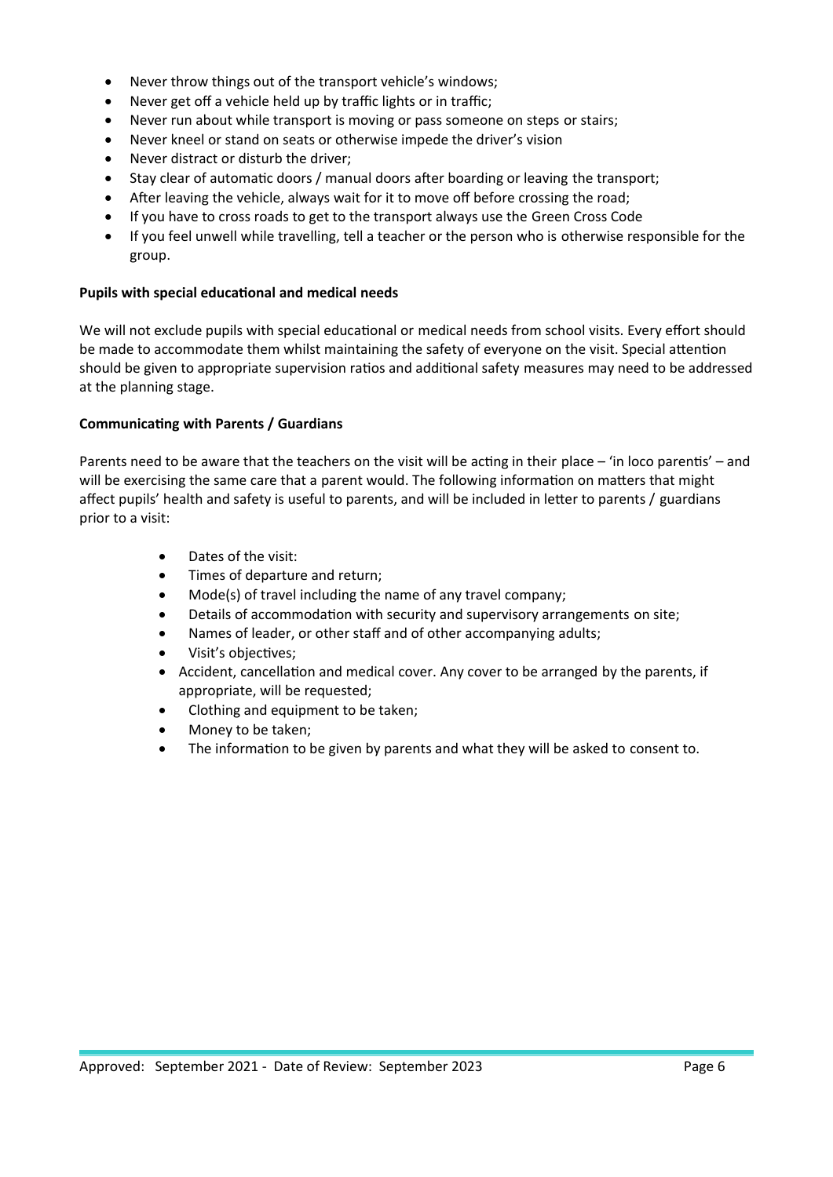- Never throw things out of the transport vehicle's windows;
- Never get off a vehicle held up by traffic lights or in traffic;
- Never run about while transport is moving or pass someone on steps or stairs;
- Never kneel or stand on seats or otherwise impede the driver's vision
- Never distract or disturb the driver;
- Stay clear of automatic doors / manual doors after boarding or leaving the transport;
- After leaving the vehicle, always wait for it to move off before crossing the road;
- If you have to cross roads to get to the transport always use the Green Cross Code
- If you feel unwell while travelling, tell a teacher or the person who is otherwise responsible for the group.

**Pupils with special educational and medical needs**

We will not exclude pupils with special educational or medical needs from school visits. Every effort should be made to accommodate them whilst maintaining the safety of everyone on the visit. Special attention should be given to appropriate supervision ratios and additional safety measures may need to be addressed at the planning stage.

**Communicating with Parents / Guardians**

Parents need to be aware that the teachers on the visit will be acting in their place – 'in loco parentis' – and will be exercising the same care that a parent would. The following information on matters that might affect pupils' health and safety is useful to parents, and will be included in letter to parents / guardians prior to a visit:

- Dates of the visit:
- Times of departure and return;
- Mode(s) of travel including the name of any travel company;
- Details of accommodation with security and supervisory arrangements on site;
- Names of leader, or other staff and of other accompanying adults;
- Visit's objectives;
- Accident, cancellation and medical cover. Any cover to be arranged by the parents, if appropriate, will be requested;
- Clothing and equipment to be taken;
- Money to be taken;
- The information to be given by parents and what they will be asked to consent to.

Approved: September 2021 - Date of Review: September 2023